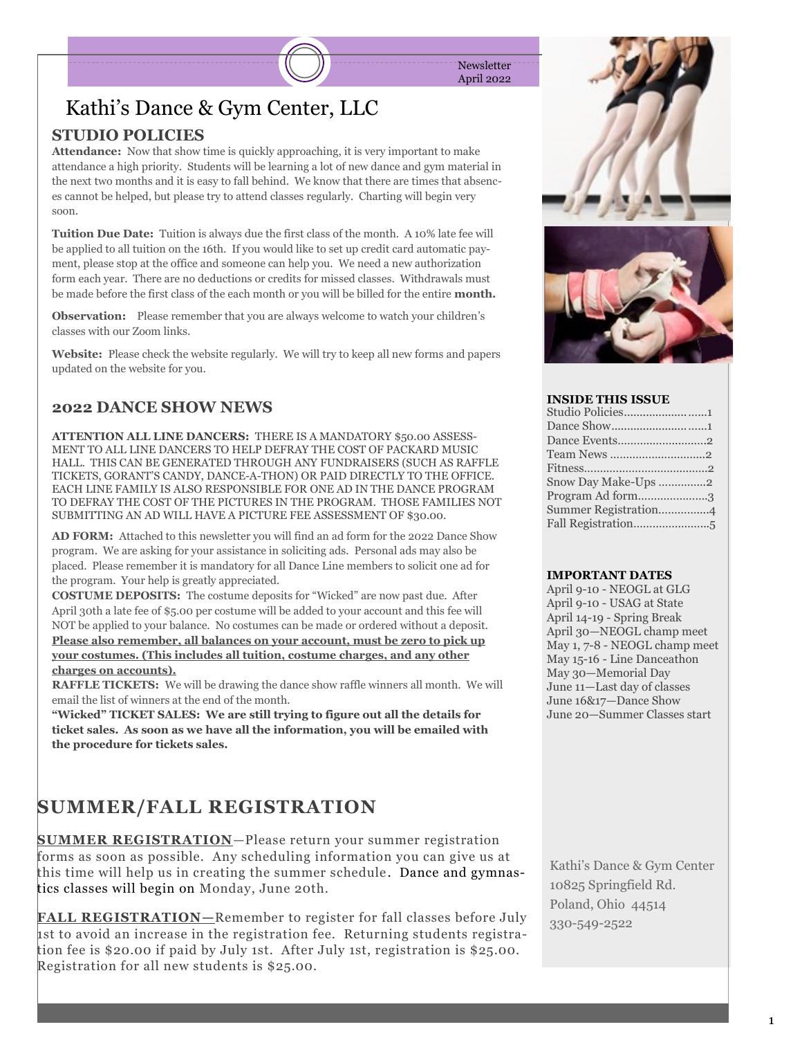Newsletter
April 2022

# Kathi's Dance & Gym Center, LLC

## STUDIO POLICIES

**Attendance:** Now that show time is quickly approaching, it is very important to make attendance a high priority. Students will be learning a lot of new dance and gym material in the next two months and it is easy to fall behind. We know that there are times that absences cannot be helped, but please try to attend classes regularly. Charting will begin very soon.

**Tuition Due Date:** Tuition is always due the first class of the month. A 10% late fee will be applied to all tuition on the 16th. If you would like to set up credit card automatic payment, please stop at the office and someone can help you. We need a new authorization form each year. There are no deductions or credits for missed classes. Withdrawals must be made before the first class of the each month or you will be billed for the entire **month.**

**Observation:** Please remember that you are always welcome to watch your children's classes with our Zoom links.

**Website:** Please check the website regularly. We will try to keep all new forms and papers updated on the website for you.

## 2022 DANCE SHOW NEWS

**ATTENTION ALL LINE DANCERS:** THERE IS A MANDATORY $50.00 ASSESSMENT TO ALL LINE DANCERS TO HELP DEFRAY THE COST OF PACKARD MUSIC HALL. THIS CAN BE GENERATED THROUGH ANY FUNDRAISERS (SUCH AS RAFFLE TICKETS, GORANT'S CANDY, DANCE-A-THON) OR PAID DIRECTLY TO THE OFFICE. EACH LINE FAMILY IS ALSO RESPONSIBLE FOR ONE AD IN THE DANCE PROGRAM TO DEFRAY THE COST OF THE PICTURES IN THE PROGRAM. THOSE FAMILIES NOT SUBMITTING AN AD WILL HAVE A PICTURE FEE ASSESSMENT OF $30.00.

**AD FORM:** Attached to this newsletter you will find an ad form for the 2022 Dance Show program. We are asking for your assistance in soliciting ads. Personal ads may also be placed. Please remember it is mandatory for all Dance Line members to solicit one ad for the program. Your help is greatly appreciated.

**COSTUME DEPOSITS:** The costume deposits for "Wicked" are now past due. After April 30th a late fee of $5.00 per costume will be added to your account and this fee will NOT be applied to your balance. No costumes can be made or ordered without a deposit. **Please also remember, all balances on your account, must be zero to pick up your costumes. (This includes all tuition, costume charges, and any other charges on accounts).**

**RAFFLE TICKETS:** We will be drawing the dance show raffle winners all month. We will email the list of winners at the end of the month.

**"Wicked" TICKET SALES: We are still trying to figure out all the details for ticket sales. As soon as we have all the information, you will be emailed with the procedure for tickets sales.**

## SUMMER/FALL REGISTRATION

**SUMMER REGISTRATION**—Please return your summer registration forms as soon as possible. Any scheduling information you can give us at this time will help us in creating the summer schedule. Dance and gymnastics classes will begin on Monday, June 20th.

**FALL REGISTRATION—**Remember to register for fall classes before July 1st to avoid an increase in the registration fee. Returning students registration fee is $20.00 if paid by July 1st. After July 1st, registration is $25.00. Registration for all new students is $25.00.

### INSIDE THIS ISSUE

- Studio Policies....1
- Dance Show....1
- Dance Events....2
- Team News....2
- Fitness....2
- Snow Day Make-Ups....2
- Program Ad form....3
- Summer Registration....4
- Fall Registration....5

### IMPORTANT DATES

- April 9-10 - NEOGL at GLG
- April 9-10 - USAG at State
- April 14-19 - Spring Break
- April 30—NEOGL champ meet
- May 1, 7-8 - NEOGL champ meet
- May 15-16 - Line Danceathon
- May 30—Memorial Day
- June 11—Last day of classes
- June 16&17—Dance Show
- June 20—Summer Classes start

Kathi's Dance & Gym Center
10825 Springfield Rd.
Poland, Ohio 44514
330-549-2522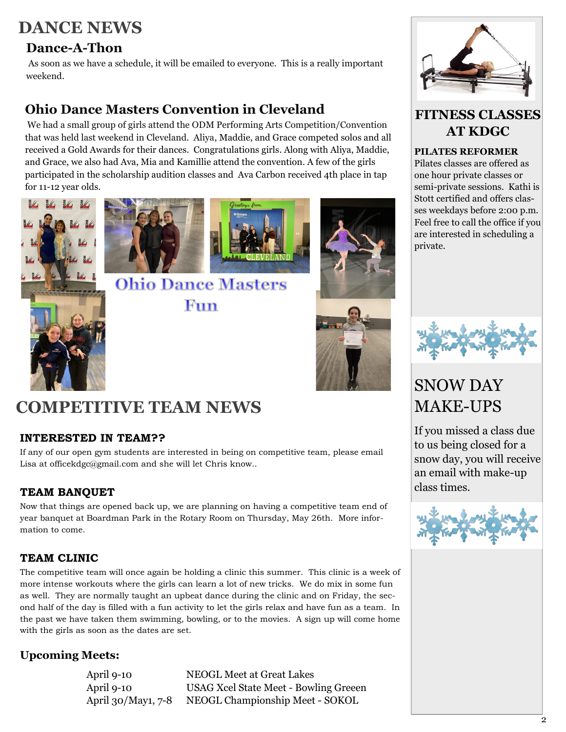# DANCE NEWS

## Dance-A-Thon

As soon as we have a schedule, it will be emailed to everyone. This is a really important weekend.

## Ohio Dance Masters Convention in Cleveland

We had a small group of girls attend the ODM Performing Arts Competition/Convention that was held last weekend in Cleveland. Aliya, Maddie, and Grace competed solos and all received a Gold Awards for their dances. Congratulations girls. Along with Aliya, Maddie, and Grace, we also had Ava, Mia and Kamillie attend the convention. A few of the girls participated in the scholarship audition classes and Ava Carbon received 4th place in tap for 11-12 year olds.

Ohio Dance Masters Fun

# COMPETITIVE TEAM NEWS

### INTERESTED IN TEAM??

If any of our open gym students are interested in being on competitive team, please email Lisa at officekdgc@gmail.com and she will let Chris know..

### TEAM BANQUET

Now that things are opened back up, we are planning on having a competitive team end of year banquet at Boardman Park in the Rotary Room on Thursday, May 26th. More information to come.

### TEAM CLINIC

The competitive team will once again be holding a clinic this summer. This clinic is a week of more intense workouts where the girls can learn a lot of new tricks. We do mix in some fun as well. They are normally taught an upbeat dance during the clinic and on Friday, the second half of the day is filled with a fun activity to let the girls relax and have fun as a team. In the past we have taken them swimming, bowling, or to the movies. A sign up will come home with the girls as soon as the dates are set.

### Upcoming Meets:

| | |
|---|---|
| April 9-10 | NEOGL Meet at Great Lakes |
| April 9-10 | USAG Xcel State Meet - Bowling Greeen |
| April 30/May1, 7-8 | NEOGL Championship Meet - SOKOL |

## FITNESS CLASSES AT KDGC

**PILATES REFORMER**

Pilates classes are offered as one hour private classes or semi-private sessions. Kathi is Stott certified and offers classes weekdays before 2:00 p.m. Feel free to call the office if you are interested in scheduling a private.

## SNOW DAY MAKE-UPS

If you missed a class due to us being closed for a snow day, you will receive an email with make-up class times.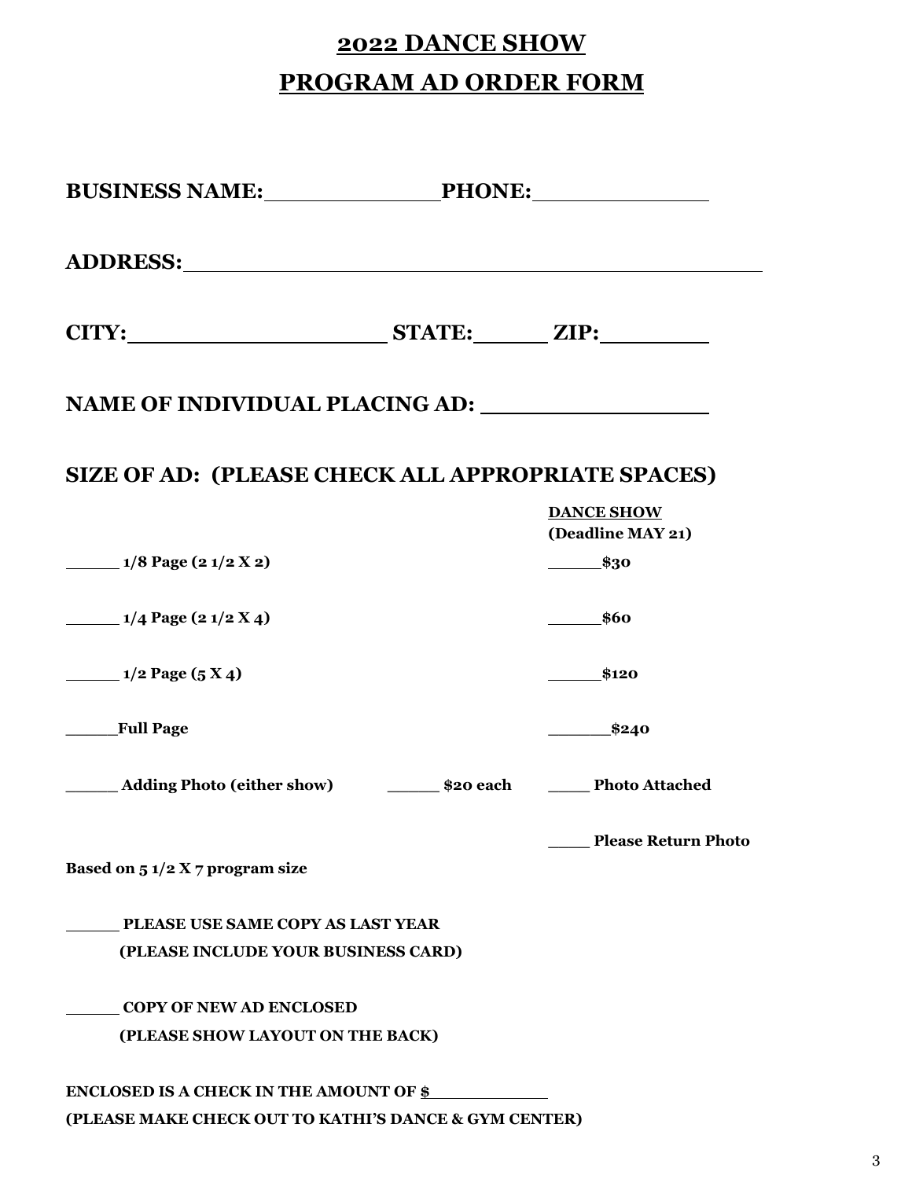# 2022 DANCE SHOW

# PROGRAM AD ORDER FORM

**BUSINESS NAME:** ______________ **PHONE:** ______________

**ADDRESS:** ______________________________________________

**CITY:** ____________________ **STATE:** ______ **ZIP:** _________

**NAME OF INDIVIDUAL PLACING AD:** __________________

## SIZE OF AD: (PLEASE CHECK ALL APPROPRIATE SPACES)

| | | **DANCE SHOW** (Deadline MAY 21) |
|---|---|---|
| ______ **1/8 Page (2 1/2 X 2)** | | ______**$30** |
| ______ **1/4 Page (2 1/2 X 4)** | | ______**$60** |
| ______ **1/2 Page (5 X 4)** | | ______**$120** |
| ______**Full Page** | | _______**$240** |
| ______ **Adding Photo (either show)** | ______ **$20 each** | _____ **Photo Attached** |
| | | _____ **Please Return Photo** |

**Based on 5 1/2 X 7 program size**

______ **PLEASE USE SAME COPY AS LAST YEAR**
**(PLEASE INCLUDE YOUR BUSINESS CARD)**

______ **COPY OF NEW AD ENCLOSED**
**(PLEASE SHOW LAYOUT ON THE BACK)**

**ENCLOSED IS A CHECK IN THE AMOUNT OF $** ____________
**(PLEASE MAKE CHECK OUT TO KATHI'S DANCE & GYM CENTER)**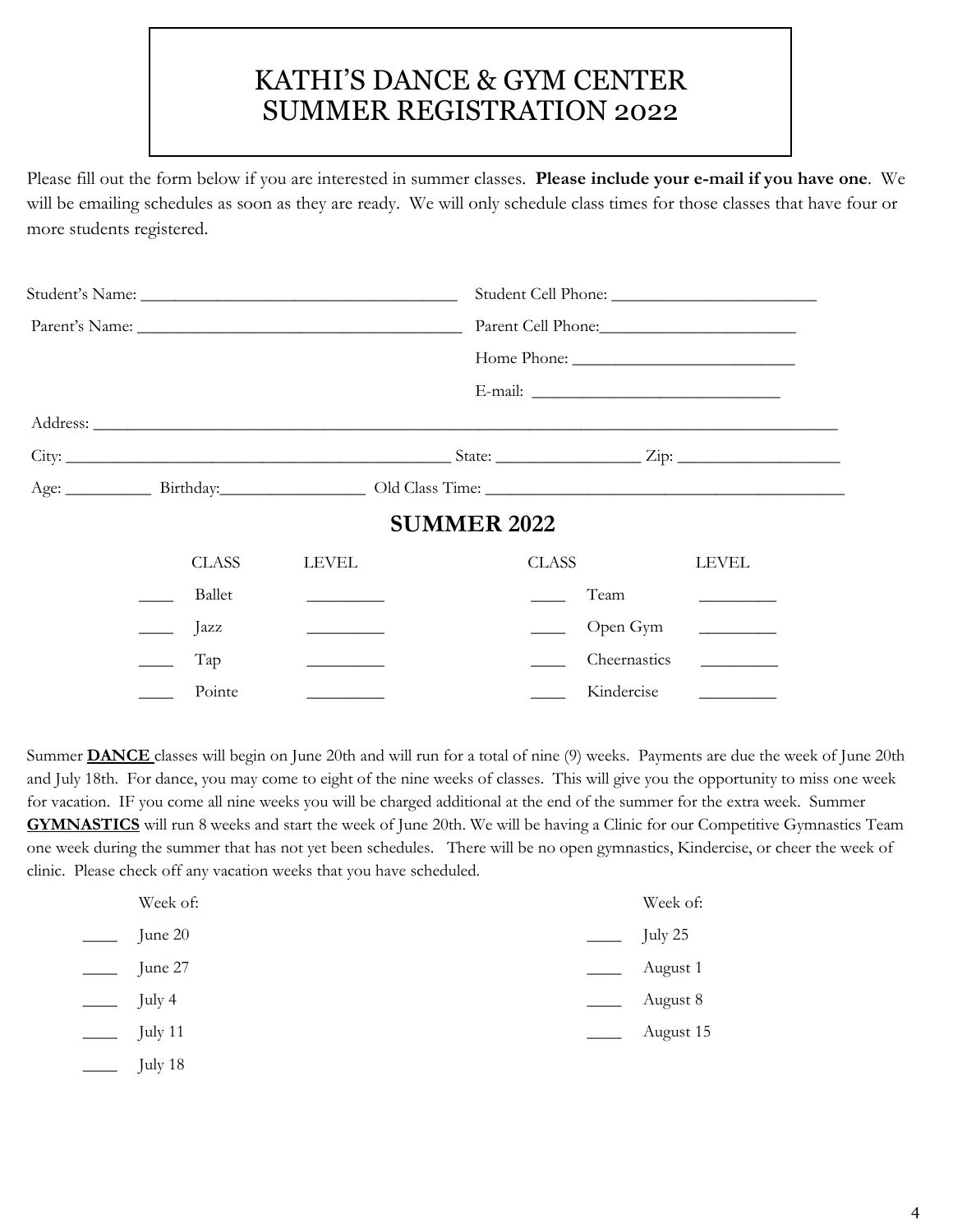# KATHI'S DANCE & GYM CENTER
# SUMMER REGISTRATION 2022

Please fill out the form below if you are interested in summer classes. **Please include your e-mail if you have one**. We will be emailing schedules as soon as they are ready. We will only schedule class times for those classes that have four or more students registered.

Student's Name: ____________________________________ Student Cell Phone: ________________________

Parent's Name: _____________________________________ Parent Cell Phone:_______________________

Home Phone: __________________________

E-mail: ____________________________

Address: ________________________________________________________________________________________

City: _____________________________________________ State: ________________ Zip: __________________

Age: __________ Birthday:_________________ Old Class Time: __________________________________________

## SUMMER 2022

| | CLASS | LEVEL | | CLASS | LEVEL |
|---|---|---|---|---|---|
| ____ | Ballet | _________ | ____ | Team | _________ |
| ____ | Jazz | _________ | ____ | Open Gym | _________ |
| ____ | Tap | _________ | ____ | Cheernastics | _________ |
| ____ | Pointe | _________ | ____ | Kindercise | _________ |

Summer **DANCE** classes will begin on June 20th and will run for a total of nine (9) weeks. Payments are due the week of June 20th and July 18th. For dance, you may come to eight of the nine weeks of classes. This will give you the opportunity to miss one week for vacation. IF you come all nine weeks you will be charged additional at the end of the summer for the extra week. Summer **GYMNASTICS** will run 8 weeks and start the week of June 20th. We will be having a Clinic for our Competitive Gymnastics Team one week during the summer that has not yet been schedules. There will be no open gymnastics, Kindercise, or cheer the week of clinic. Please check off any vacation weeks that you have scheduled.

| | Week of: | | Week of: |
|---|---|---|---|
| ____ | June 20 | ____ | July 25 |
| ____ | June 27 | ____ | August 1 |
| ____ | July 4 | ____ | August 8 |
| ____ | July 11 | ____ | August 15 |
| ____ | July 18 | | |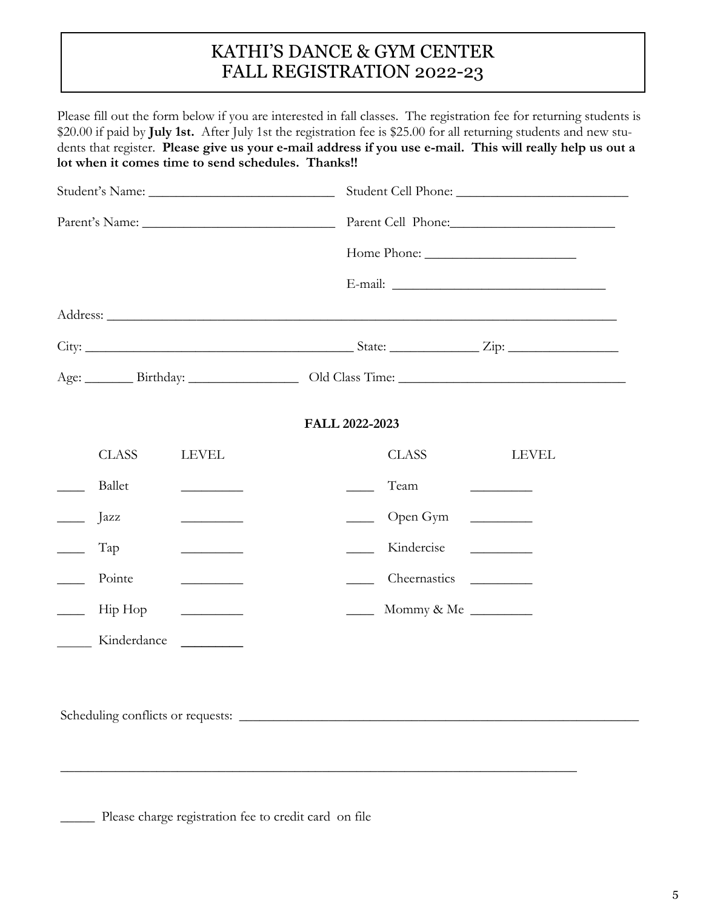# KATHI'S DANCE & GYM CENTER
# FALL REGISTRATION 2022-23

Please fill out the form below if you are interested in fall classes. The registration fee for returning students is $20.00 if paid by **July 1st.** After July 1st the registration fee is $25.00 for all returning students and new students that register. **Please give us your e-mail address if you use e-mail. This will really help us out a lot when it comes time to send schedules. Thanks!!**

Student's Name: ___________________________ Student Cell Phone: _________________________

Parent's Name: ____________________________ Parent Cell Phone:________________________

Home Phone: ______________________

E-mail: ________________________________

Address: ___________________________________________________________________________

City: ________________________________________ State: _____________ Zip: ________________

Age: _______ Birthday: ________________ Old Class Time: _________________________________

**FALL 2022-2023**

| | CLASS | LEVEL | | CLASS | LEVEL |
|---|---|---|---|---|---|
| ____ | Ballet | _________ | ____ | Team | _________ |
| ____ | Jazz | _________ | ____ | Open Gym | _________ |
| ____ | Tap | _________ | ____ | Kindercise | _________ |
| ____ | Pointe | _________ | ____ | Cheernastics | _________ |
| ____ | Hip Hop | _________ | ____ | Mommy & Me | _________ |
| _____ | Kinderdance | _________ | | | |

Scheduling conflicts or requests: ____________________________________________________________

_____________________________________________________________________________

_____ Please charge registration fee to credit card on file